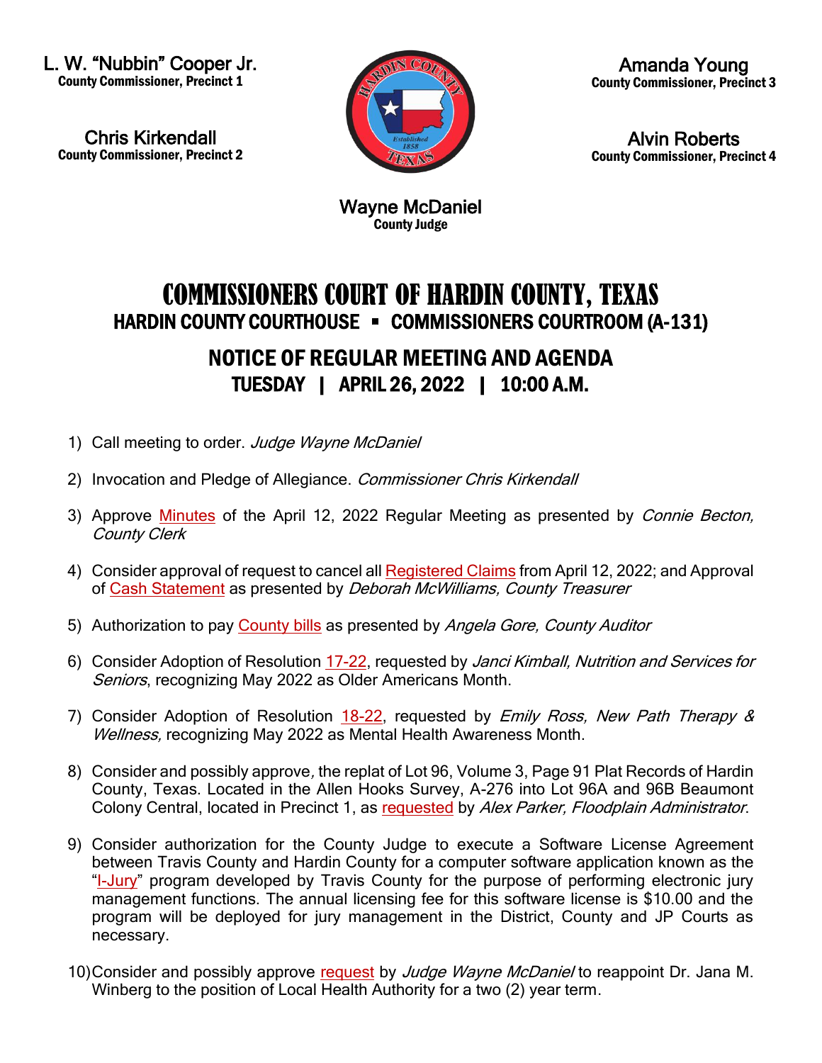L. W. "Nubbin" Cooper Jr.
**County Commissioner, Precinct 1**

Chris Kirkendall
**County Commissioner, Precinct 2**

Amanda Young
**County Commissioner, Precinct 3**

Alvin Roberts
**County Commissioner, Precinct 4**

Wayne McDaniel
**County Judge**

# COMMISSIONERS COURT OF HARDIN COUNTY, TEXAS

## HARDIN COUNTY COURTHOUSE ▪ COMMISSIONERS COURTROOM (A-131)

## NOTICE OF REGULAR MEETING AND AGENDA

## TUESDAY | APRIL 26, 2022 | 10:00 A.M.

1) Call meeting to order. *Judge Wayne McDaniel*

2) Invocation and Pledge of Allegiance. *Commissioner Chris Kirkendall*

3) Approve Minutes of the April 12, 2022 Regular Meeting as presented by *Connie Becton, County Clerk*

4) Consider approval of request to cancel all Registered Claims from April 12, 2022; and Approval of Cash Statement as presented by *Deborah McWilliams, County Treasurer*

5) Authorization to pay County bills as presented by *Angela Gore, County Auditor*

6) Consider Adoption of Resolution 17-22, requested by *Janci Kimball, Nutrition and Services for Seniors*, recognizing May 2022 as Older Americans Month.

7) Consider Adoption of Resolution 18-22, requested by *Emily Ross, New Path Therapy & Wellness,* recognizing May 2022 as Mental Health Awareness Month.

8) Consider and possibly approve, the replat of Lot 96, Volume 3, Page 91 Plat Records of Hardin County, Texas. Located in the Allen Hooks Survey, A-276 into Lot 96A and 96B Beaumont Colony Central, located in Precinct 1, as requested by *Alex Parker, Floodplain Administrator*.

9) Consider authorization for the County Judge to execute a Software License Agreement between Travis County and Hardin County for a computer software application known as the "I-Jury" program developed by Travis County for the purpose of performing electronic jury management functions. The annual licensing fee for this software license is $10.00 and the program will be deployed for jury management in the District, County and JP Courts as necessary.

10) Consider and possibly approve request by *Judge Wayne McDaniel* to reappoint Dr. Jana M. Winberg to the position of Local Health Authority for a two (2) year term.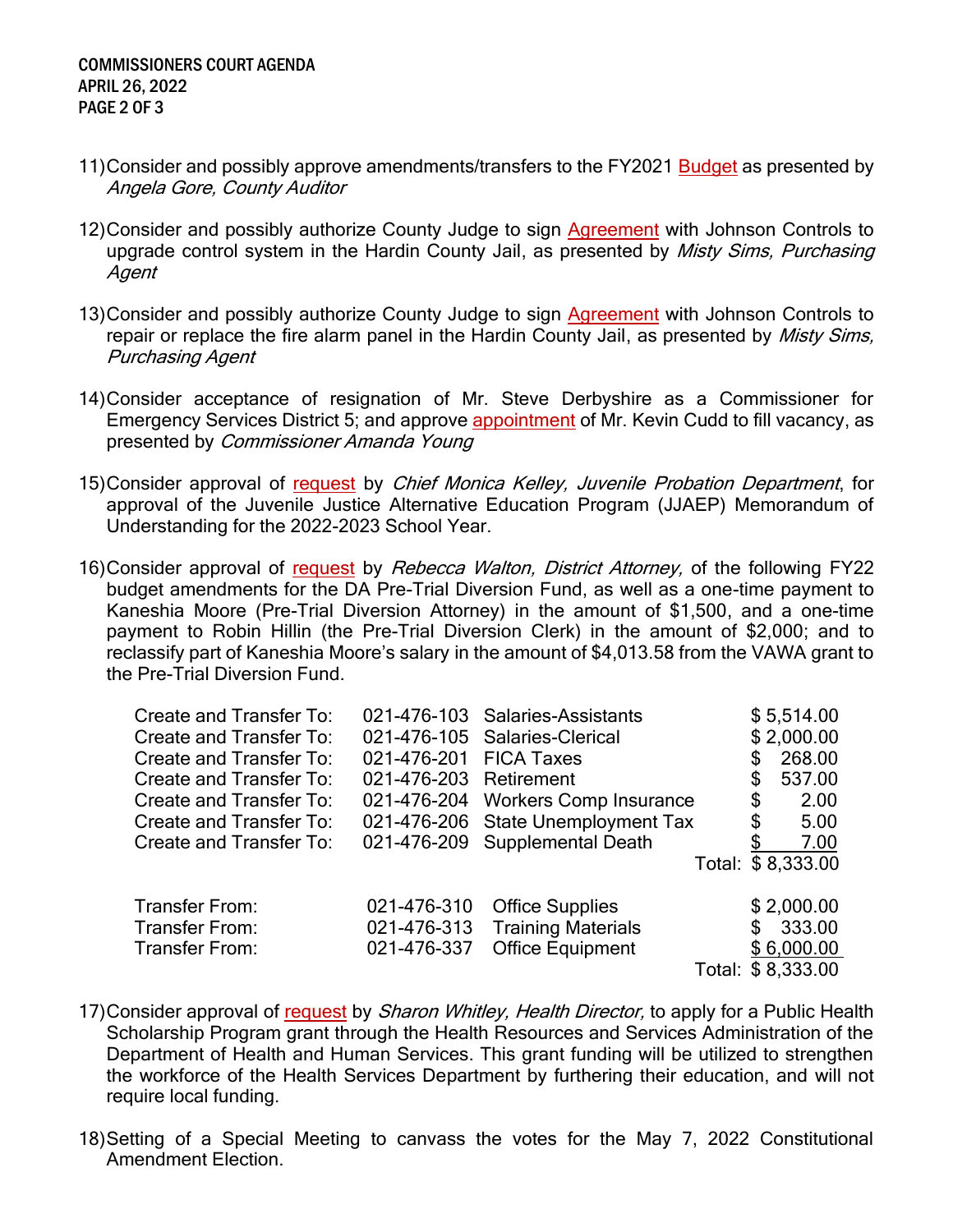11) Consider and possibly approve amendments/transfers to the FY2021 Budget as presented by *Angela Gore, County Auditor*

12) Consider and possibly authorize County Judge to sign Agreement with Johnson Controls to upgrade control system in the Hardin County Jail, as presented by *Misty Sims, Purchasing Agent*

13) Consider and possibly authorize County Judge to sign Agreement with Johnson Controls to repair or replace the fire alarm panel in the Hardin County Jail, as presented by *Misty Sims, Purchasing Agent*

14) Consider acceptance of resignation of Mr. Steve Derbyshire as a Commissioner for Emergency Services District 5; and approve appointment of Mr. Kevin Cudd to fill vacancy, as presented by *Commissioner Amanda Young*

15) Consider approval of request by *Chief Monica Kelley, Juvenile Probation Department*, for approval of the Juvenile Justice Alternative Education Program (JJAEP) Memorandum of Understanding for the 2022-2023 School Year.

16) Consider approval of request by *Rebecca Walton, District Attorney,* of the following FY22 budget amendments for the DA Pre-Trial Diversion Fund, as well as a one-time payment to Kaneshia Moore (Pre-Trial Diversion Attorney) in the amount of $1,500, and a one-time payment to Robin Hillin (the Pre-Trial Diversion Clerk) in the amount of $2,000; and to reclassify part of Kaneshia Moore's salary in the amount of $4,013.58 from the VAWA grant to the Pre-Trial Diversion Fund.

| | | | |
|---|---|---|---|
| Create and Transfer To: | 021-476-103 | Salaries-Assistants | $ 5,514.00 |
| Create and Transfer To: | 021-476-105 | Salaries-Clerical | $ 2,000.00 |
| Create and Transfer To: | 021-476-201 | FICA Taxes | $ 268.00 |
| Create and Transfer To: | 021-476-203 | Retirement | $ 537.00 |
| Create and Transfer To: | 021-476-204 | Workers Comp Insurance | $ 2.00 |
| Create and Transfer To: | 021-476-206 | State Unemployment Tax | $ 5.00 |
| Create and Transfer To: | 021-476-209 | Supplemental Death | $ 7.00 |
| | | Total: | $ 8,333.00 |
| Transfer From: | 021-476-310 | Office Supplies | $ 2,000.00 |
| Transfer From: | 021-476-313 | Training Materials | $ 333.00 |
| Transfer From: | 021-476-337 | Office Equipment | $ 6,000.00 |
| | | Total: | $ 8,333.00 |

17) Consider approval of request by *Sharon Whitley, Health Director,* to apply for a Public Health Scholarship Program grant through the Health Resources and Services Administration of the Department of Health and Human Services. This grant funding will be utilized to strengthen the workforce of the Health Services Department by furthering their education, and will not require local funding.

18) Setting of a Special Meeting to canvass the votes for the May 7, 2022 Constitutional Amendment Election.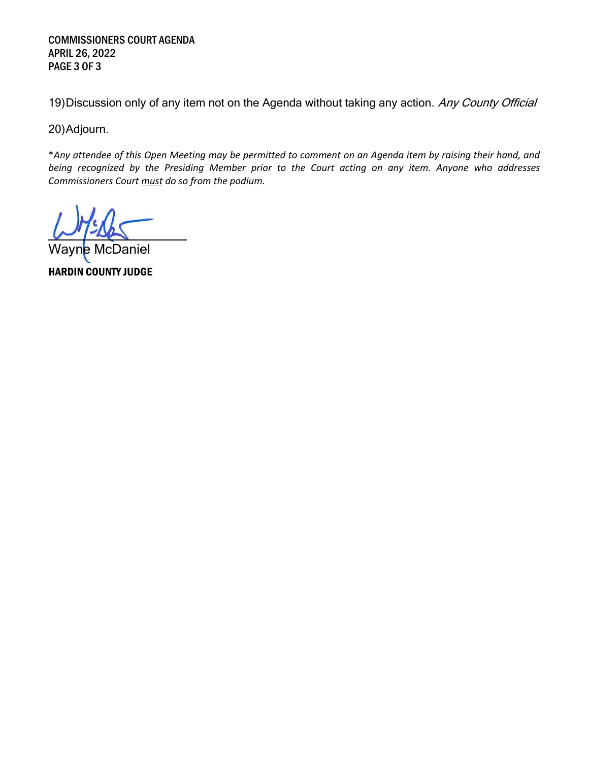19) Discussion only of any item not on the Agenda without taking any action. *Any County Official*

20) Adjourn.

**Any attendee of this Open Meeting may be permitted to comment on an Agenda item by raising their hand, and being recognized by the Presiding Member prior to the Court acting on any item. Anyone who addresses Commissioners Court must do so from the podium.*

Wayne McDaniel

**HARDIN COUNTY JUDGE**